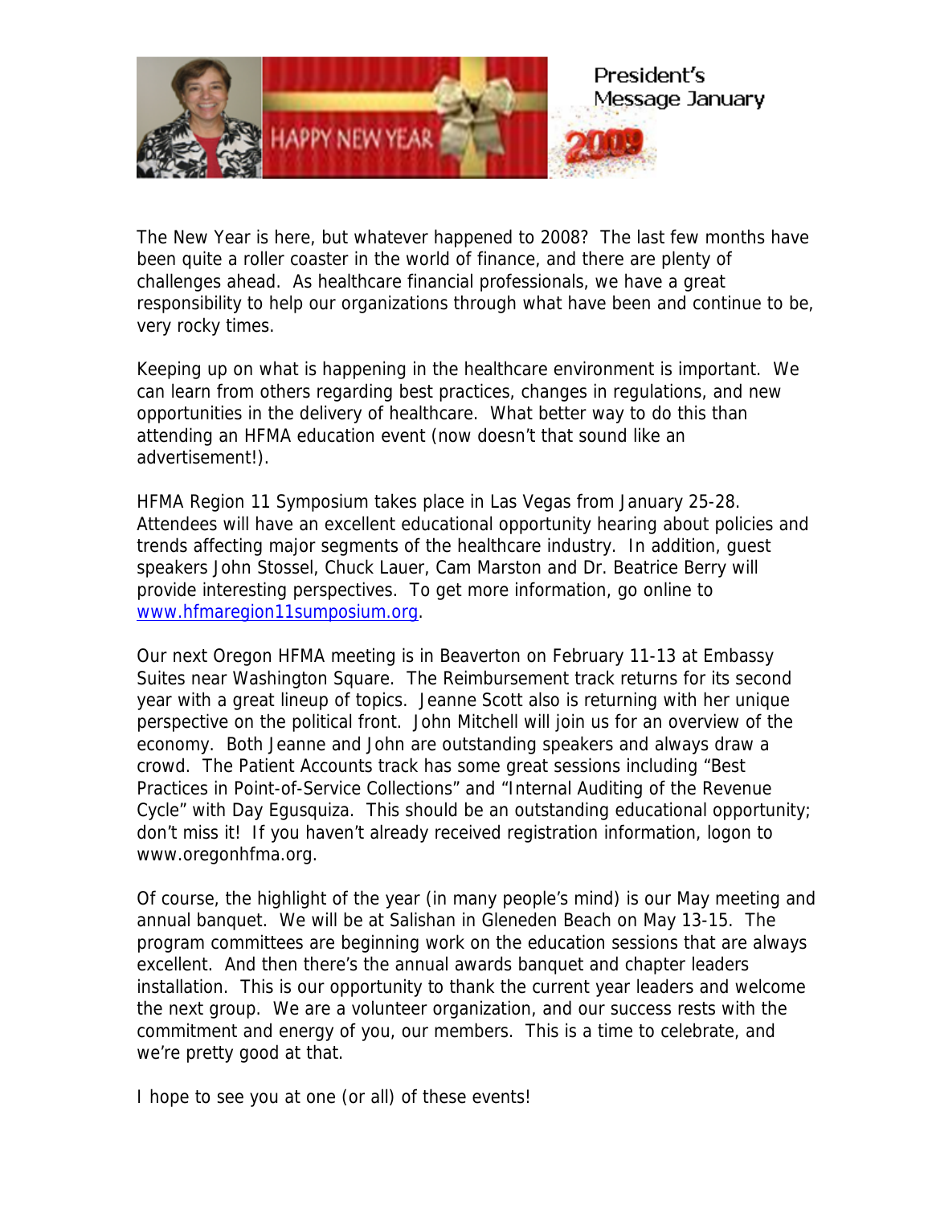# President's Message January 2009

The New Year is here, but whatever happened to 2008? The last few months have been quite a roller coaster in the world of finance, and there are plenty of challenges ahead. As healthcare financial professionals, we have a great responsibility to help our organizations through what have been and continue to be, very rocky times.

Keeping up on what is happening in the healthcare environment is important. We can learn from others regarding best practices, changes in regulations, and new opportunities in the delivery of healthcare. What better way to do this than attending an HFMA education event (now doesn't that sound like an advertisement!).

HFMA Region 11 Symposium takes place in Las Vegas from January 25-28. Attendees will have an excellent educational opportunity hearing about policies and trends affecting major segments of the healthcare industry. In addition, guest speakers John Stossel, Chuck Lauer, Cam Marston and Dr. Beatrice Berry will provide interesting perspectives. To get more information, go online to www.hfmaregion11sumposium.org.

Our next Oregon HFMA meeting is in Beaverton on February 11-13 at Embassy Suites near Washington Square. The Reimbursement track returns for its second year with a great lineup of topics. Jeanne Scott also is returning with her unique perspective on the political front. John Mitchell will join us for an overview of the economy. Both Jeanne and John are outstanding speakers and always draw a crowd. The Patient Accounts track has some great sessions including "Best Practices in Point-of-Service Collections" and "Internal Auditing of the Revenue Cycle" with Day Egusquiza. This should be an outstanding educational opportunity; don't miss it! If you haven't already received registration information, logon to www.oregonhfma.org.

Of course, the highlight of the year (in many people's mind) is our May meeting and annual banquet. We will be at Salishan in Gleneden Beach on May 13-15. The program committees are beginning work on the education sessions that are always excellent. And then there's the annual awards banquet and chapter leaders installation. This is our opportunity to thank the current year leaders and welcome the next group. We are a volunteer organization, and our success rests with the commitment and energy of you, our members. This is a time to celebrate, and we're pretty good at that.

I hope to see you at one (or all) of these events!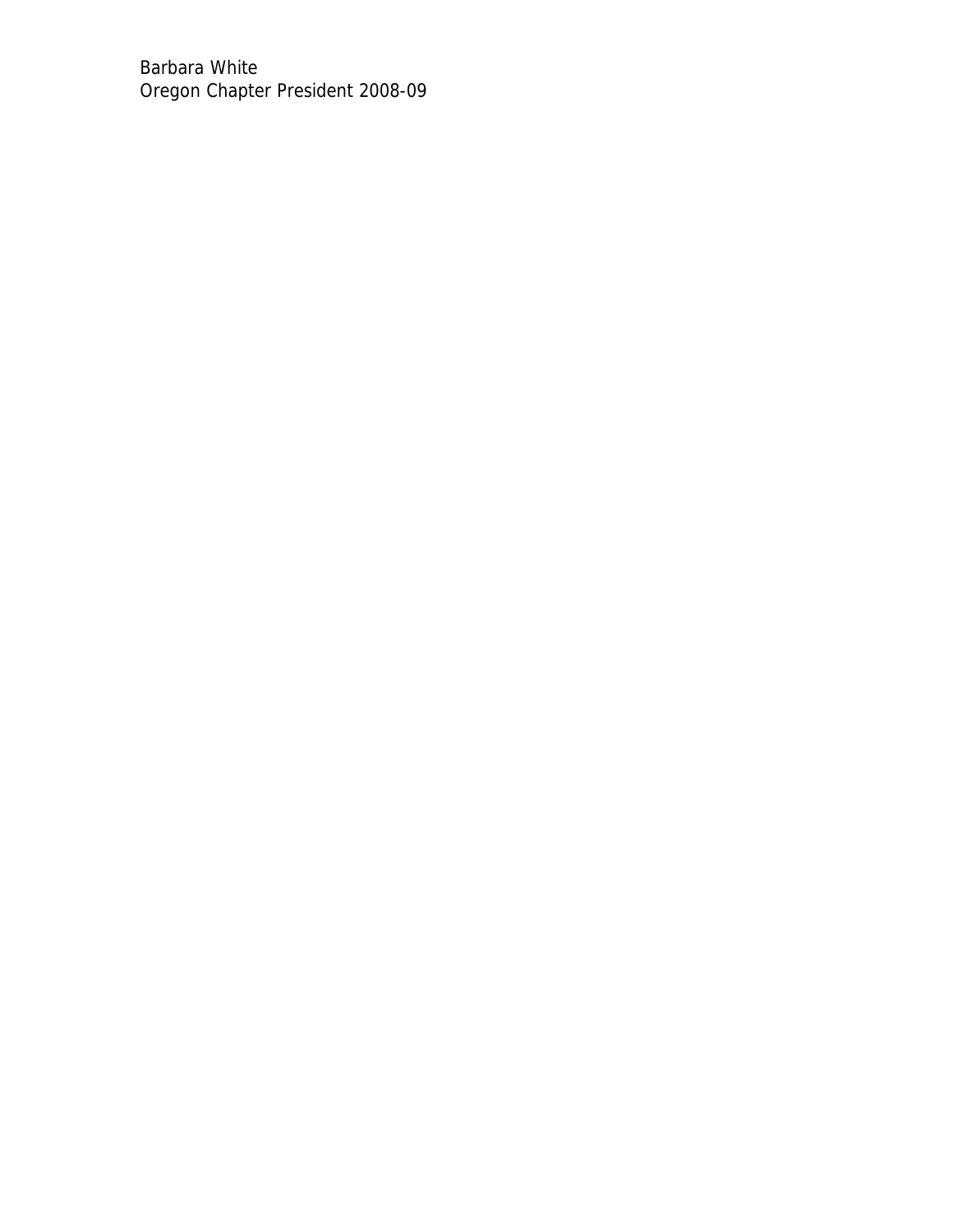Barbara White
Oregon Chapter President 2008-09